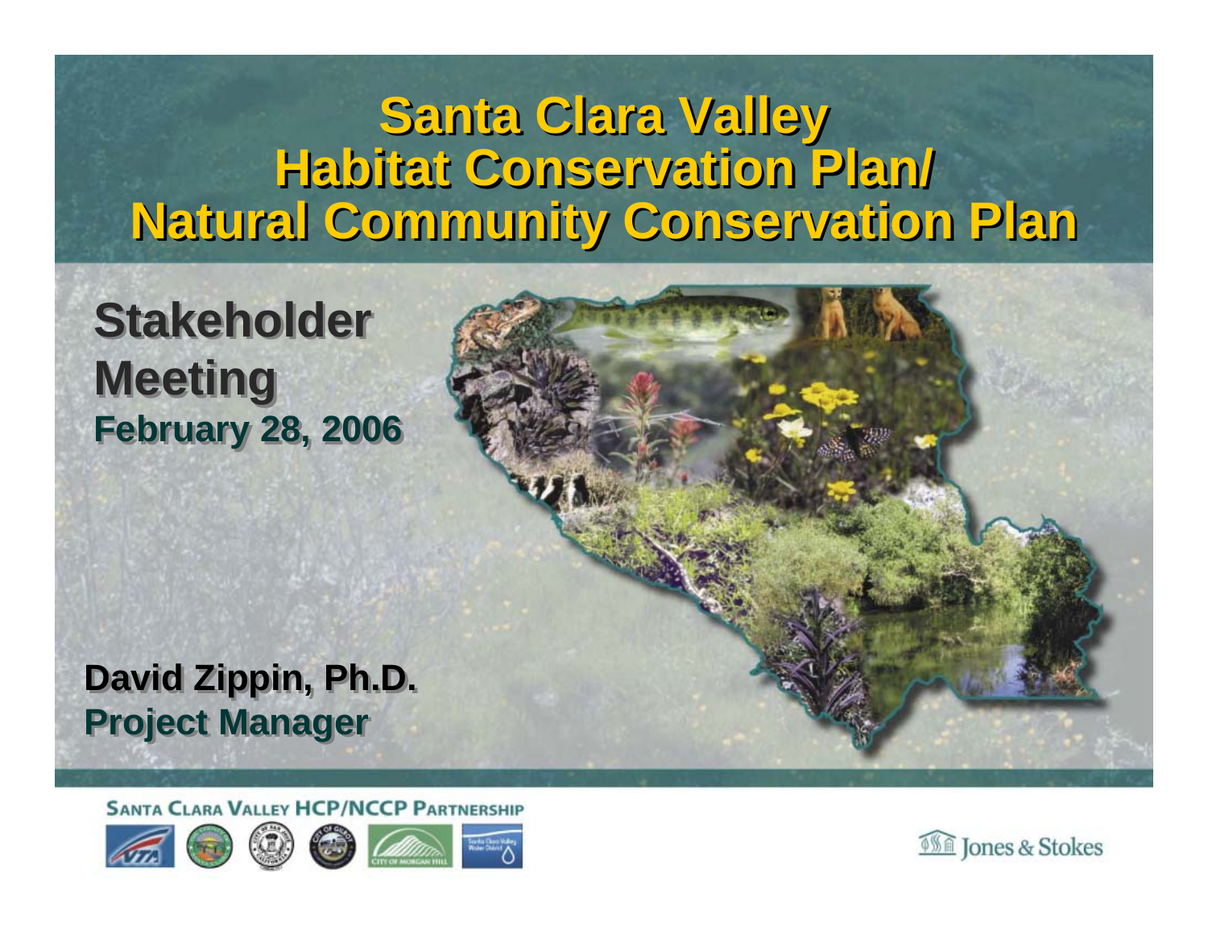# Santa Clara Valley Habitat Conservation Plan/ Natural Community Conservation Plan

## Stakeholder Meeting

**February 28, 2006**

**David Zippin, Ph.D.**
**Project Manager**

SANTA CLARA VALLEY HCP/NCCP PARTNERSHIP

Jones & Stokes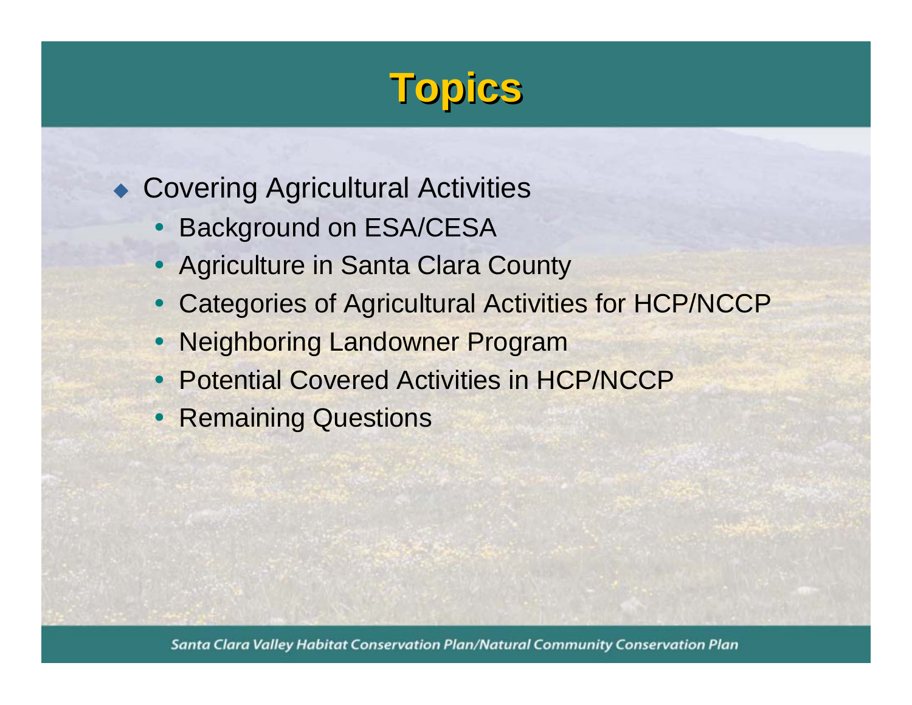# Topics

- Covering Agricultural Activities
  - Background on ESA/CESA
  - Agriculture in Santa Clara County
  - Categories of Agricultural Activities for HCP/NCCP
  - Neighboring Landowner Program
  - Potential Covered Activities in HCP/NCCP
  - Remaining Questions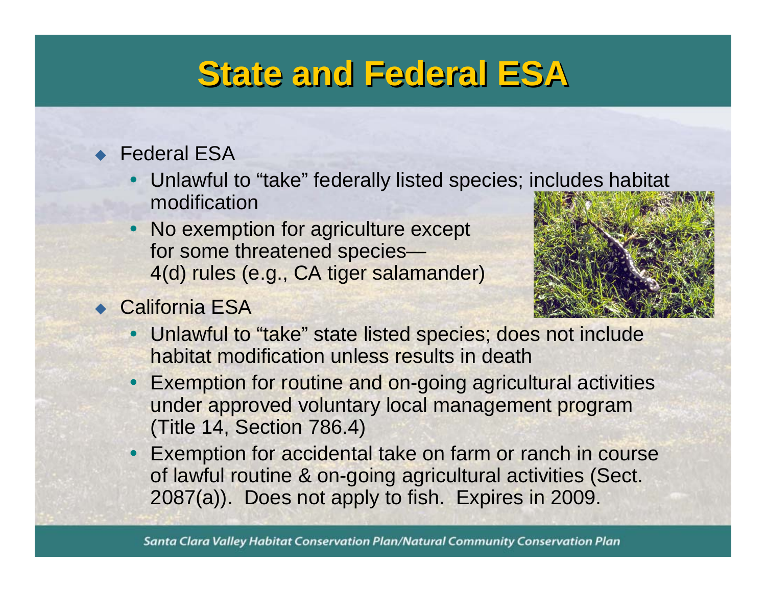# State and Federal ESA

- Federal ESA
  - Unlawful to "take" federally listed species; includes habitat modification
  - No exemption for agriculture except for some threatened species—4(d) rules (e.g., CA tiger salamander)
- California ESA
  - Unlawful to "take" state listed species; does not include habitat modification unless results in death
  - Exemption for routine and on-going agricultural activities under approved voluntary local management program (Title 14, Section 786.4)
  - Exemption for accidental take on farm or ranch in course of lawful routine & on-going agricultural activities (Sect. 2087(a)). Does not apply to fish. Expires in 2009.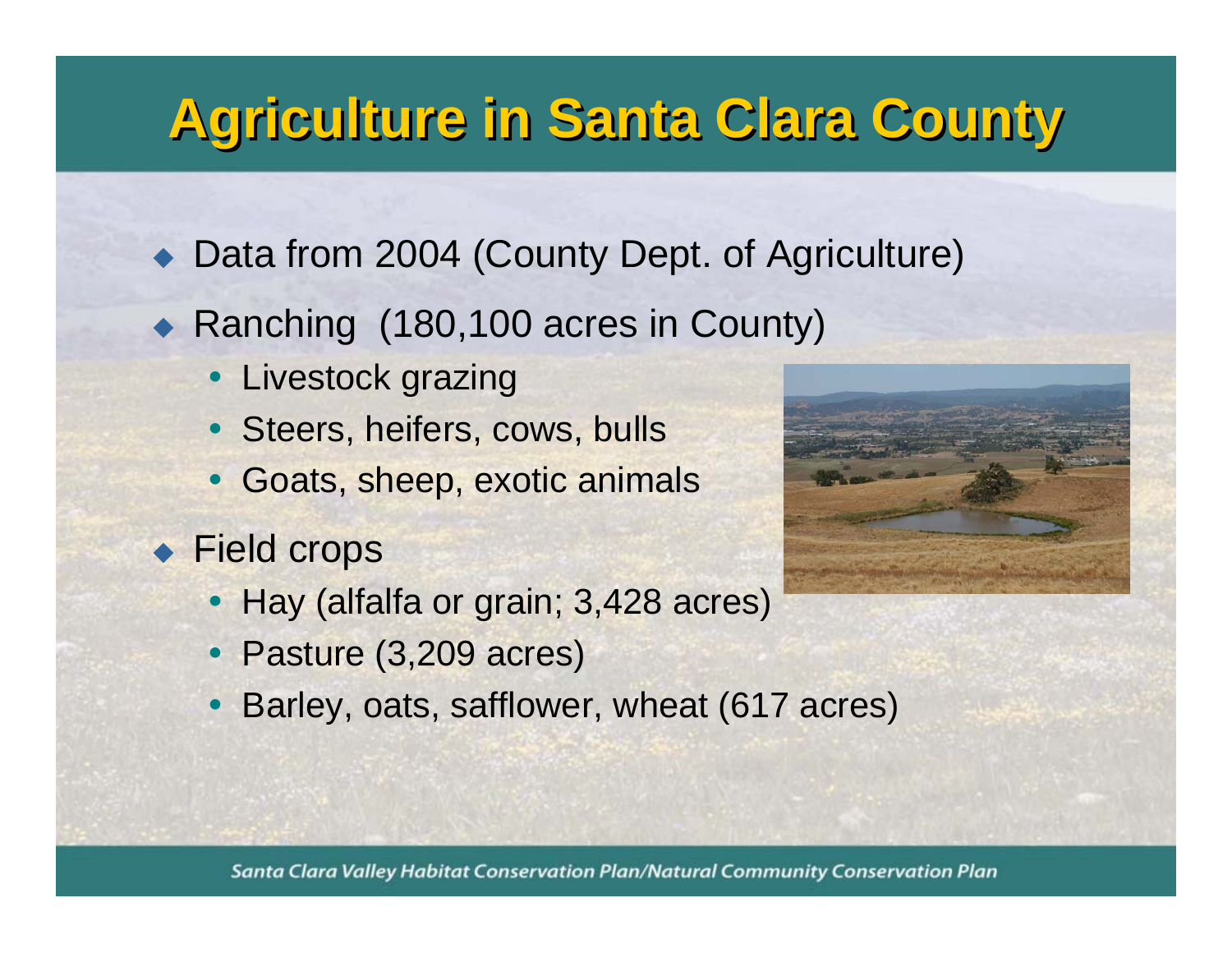# Agriculture in Santa Clara County

- Data from 2004 (County Dept. of Agriculture)
- Ranching (180,100 acres in County)
  - Livestock grazing
  - Steers, heifers, cows, bulls
  - Goats, sheep, exotic animals
- Field crops
  - Hay (alfalfa or grain; 3,428 acres)
  - Pasture (3,209 acres)
  - Barley, oats, safflower, wheat (617 acres)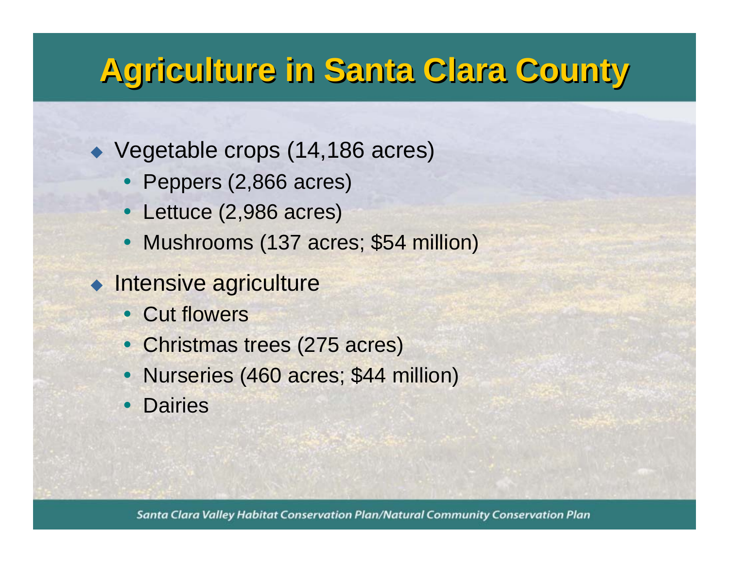# Agriculture in Santa Clara County

- Vegetable crops (14,186 acres)
  - Peppers (2,866 acres)
  - Lettuce (2,986 acres)
  - Mushrooms (137 acres; $54 million)
- Intensive agriculture
  - Cut flowers
  - Christmas trees (275 acres)
  - Nurseries (460 acres; $44 million)
  - Dairies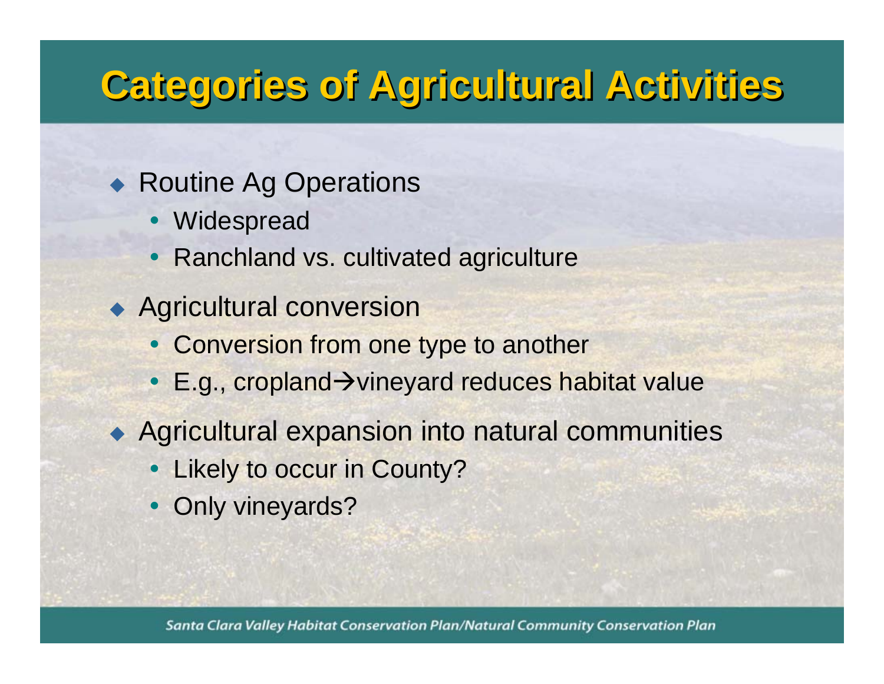# Categories of Agricultural Activities

- Routine Ag Operations
  - Widespread
  - Ranchland vs. cultivated agriculture
- Agricultural conversion
  - Conversion from one type to another
  - E.g., cropland→vineyard reduces habitat value
- Agricultural expansion into natural communities
  - Likely to occur in County?
  - Only vineyards?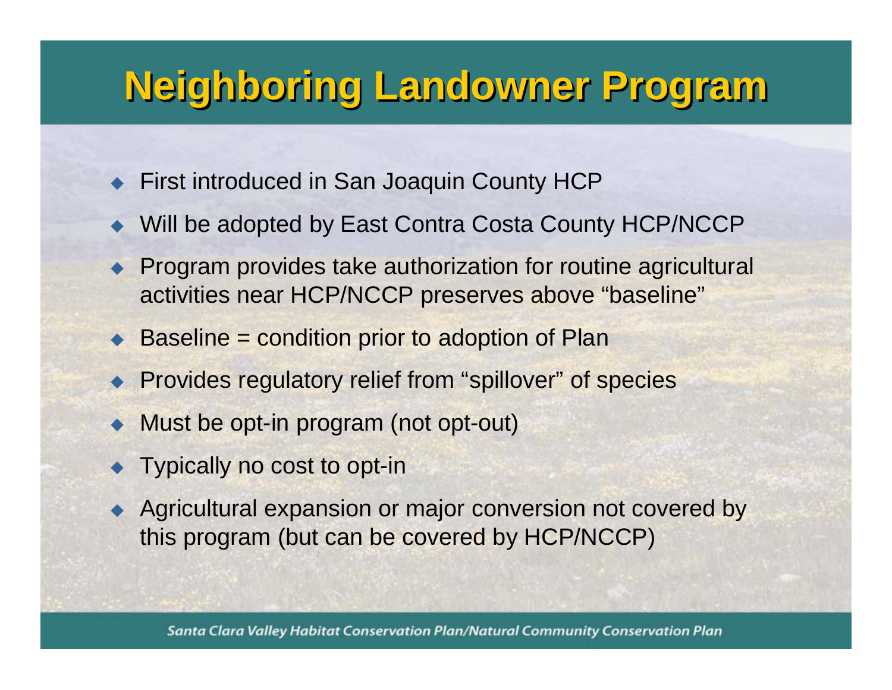# Neighboring Landowner Program

- First introduced in San Joaquin County HCP
- Will be adopted by East Contra Costa County HCP/NCCP
- Program provides take authorization for routine agricultural activities near HCP/NCCP preserves above "baseline"
- Baseline = condition prior to adoption of Plan
- Provides regulatory relief from "spillover" of species
- Must be opt-in program (not opt-out)
- Typically no cost to opt-in
- Agricultural expansion or major conversion not covered by this program (but can be covered by HCP/NCCP)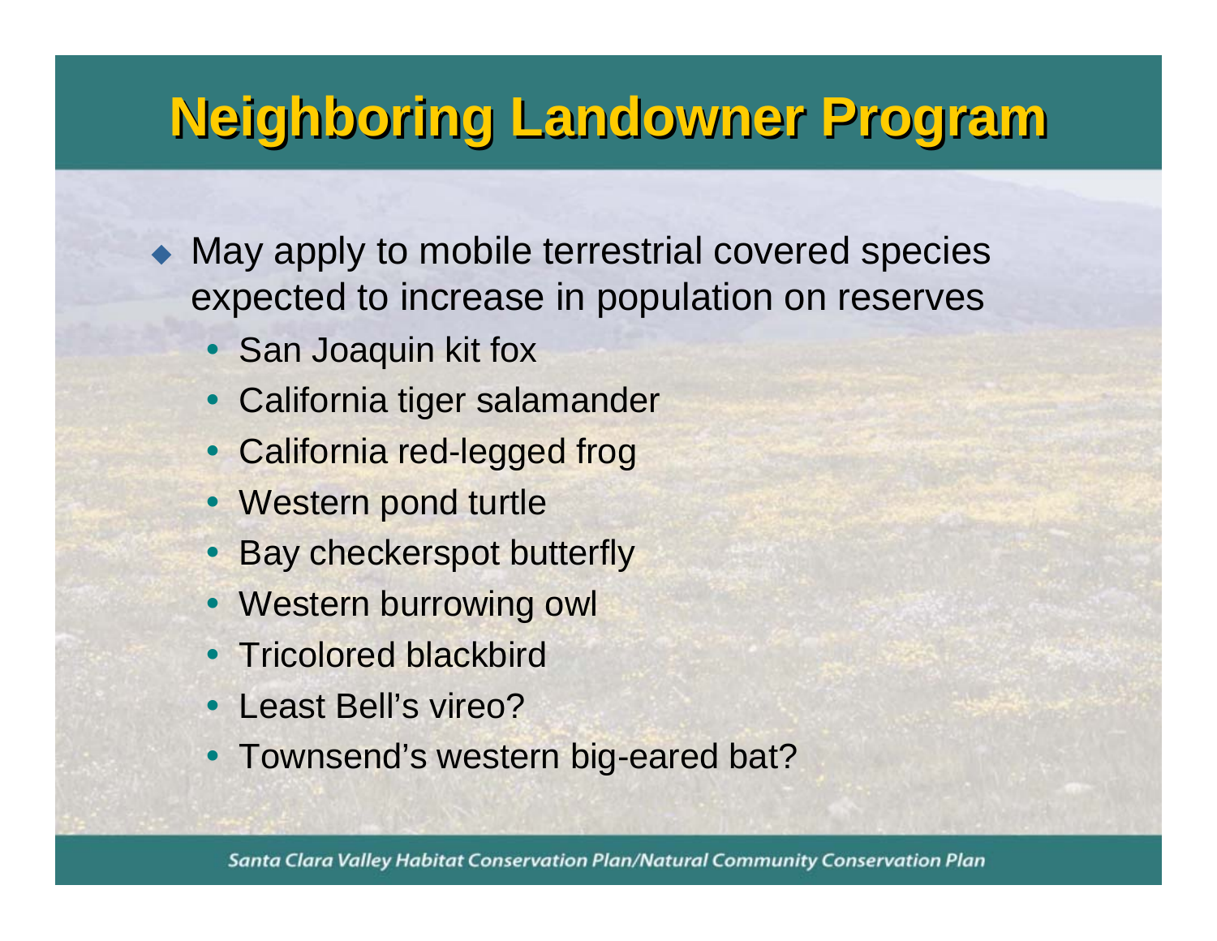# Neighboring Landowner Program

- May apply to mobile terrestrial covered species expected to increase in population on reserves
  - San Joaquin kit fox
  - California tiger salamander
  - California red-legged frog
  - Western pond turtle
  - Bay checkerspot butterfly
  - Western burrowing owl
  - Tricolored blackbird
  - Least Bell's vireo?
  - Townsend's western big-eared bat?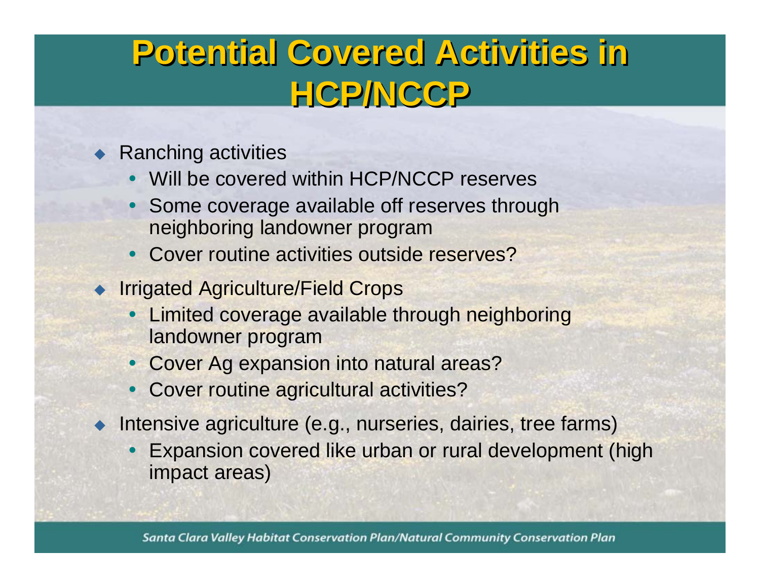# Potential Covered Activities in HCP/NCCP

- Ranching activities
  - Will be covered within HCP/NCCP reserves
  - Some coverage available off reserves through neighboring landowner program
  - Cover routine activities outside reserves?
- Irrigated Agriculture/Field Crops
  - Limited coverage available through neighboring landowner program
  - Cover Ag expansion into natural areas?
  - Cover routine agricultural activities?
- Intensive agriculture (e.g., nurseries, dairies, tree farms)
  - Expansion covered like urban or rural development (high impact areas)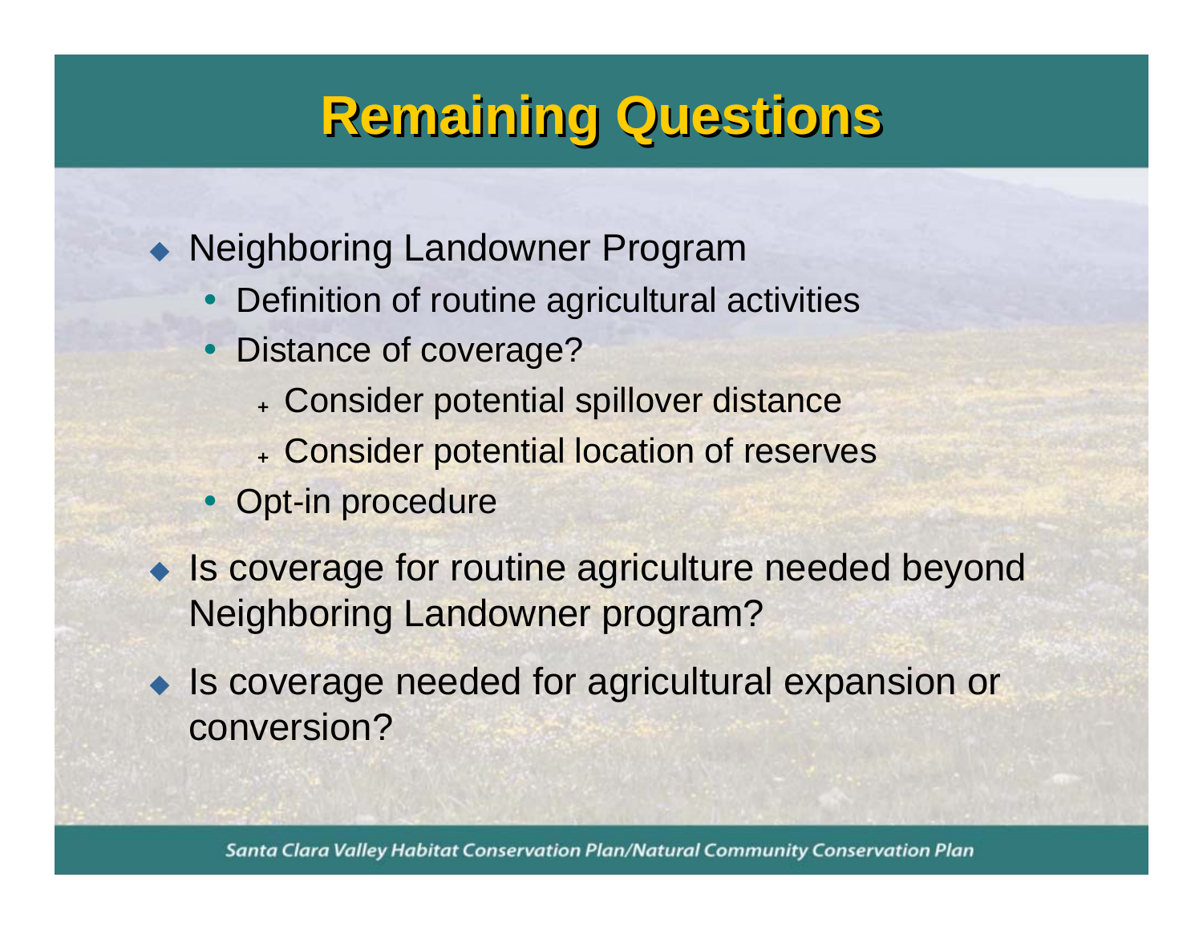# Remaining Questions

- Neighboring Landowner Program
  - Definition of routine agricultural activities
  - Distance of coverage?
    - Consider potential spillover distance
    - Consider potential location of reserves
  - Opt-in procedure
- Is coverage for routine agriculture needed beyond Neighboring Landowner program?
- Is coverage needed for agricultural expansion or conversion?